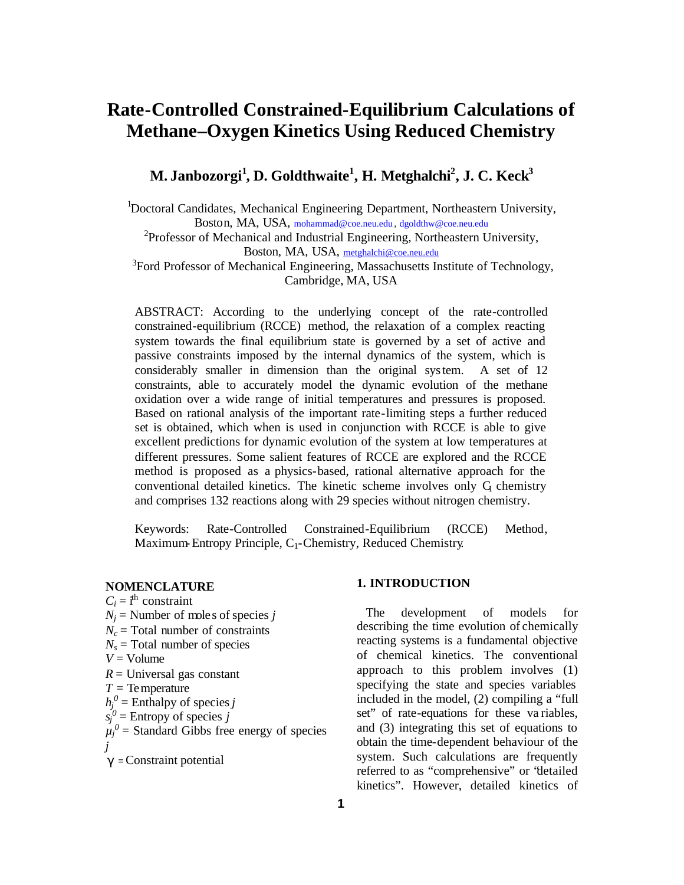# Rate-Controlled Constrained-Equilibrium Calculations of Methane–Oxygen Kinetics Using Reduced Chemistry

**M. Janbozorgi[1], D. Goldthwaite[1], H. Metghalchi[2], J. C. Keck[3]**

[1]Doctoral Candidates, Mechanical Engineering Department, Northeastern University, Boston, MA, USA, mohammad@coe.neu.edu, dgoldthw@coe.neu.edu

[2]Professor of Mechanical and Industrial Engineering, Northeastern University, Boston, MA, USA, metghalchi@coe.neu.edu

[3]Ford Professor of Mechanical Engineering, Massachusetts Institute of Technology, Cambridge, MA, USA

ABSTRACT: According to the underlying concept of the rate-controlled constrained-equilibrium (RCCE) method, the relaxation of a complex reacting system towards the final equilibrium state is governed by a set of active and passive constraints imposed by the internal dynamics of the system, which is considerably smaller in dimension than the original system. A set of 12 constraints, able to accurately model the dynamic evolution of the methane oxidation over a wide range of initial temperatures and pressures is proposed. Based on rational analysis of the important rate-limiting steps a further reduced set is obtained, which when is used in conjunction with RCCE is able to give excellent predictions for dynamic evolution of the system at low temperatures at different pressures. Some salient features of RCCE are explored and the RCCE method is proposed as a physics-based, rational alternative approach for the conventional detailed kinetics. The kinetic scheme involves only $C_1$ chemistry and comprises 132 reactions along with 29 species without nitrogen chemistry.

Keywords: Rate-Controlled Constrained-Equilibrium (RCCE) Method, Maximum-Entropy Principle, $C_1$-Chemistry, Reduced Chemistry.

**NOMENCLATURE**

$C_i$ = i$^{th}$ constraint
$N_j$ = Number of moles of species $j$
$N_c$ = Total number of constraints
$N_s$ = Total number of species
$V$ = Volume
$R$ = Universal gas constant
$T$ = Temperature
$h_j^0$ = Enthalpy of species $j$
$s_j^0$ = Entropy of species $j$
$\mu_j^0$ = Standard Gibbs free energy of species $j$
$\gamma$ = Constraint potential

## 1. INTRODUCTION

The development of models for describing the time evolution of chemically reacting systems is a fundamental objective of chemical kinetics. The conventional approach to this problem involves (1) specifying the state and species variables included in the model, (2) compiling a "full set" of rate-equations for these variables, and (3) integrating this set of equations to obtain the time-dependent behaviour of the system. Such calculations are frequently referred to as "comprehensive" or "detailed kinetics". However, detailed kinetics of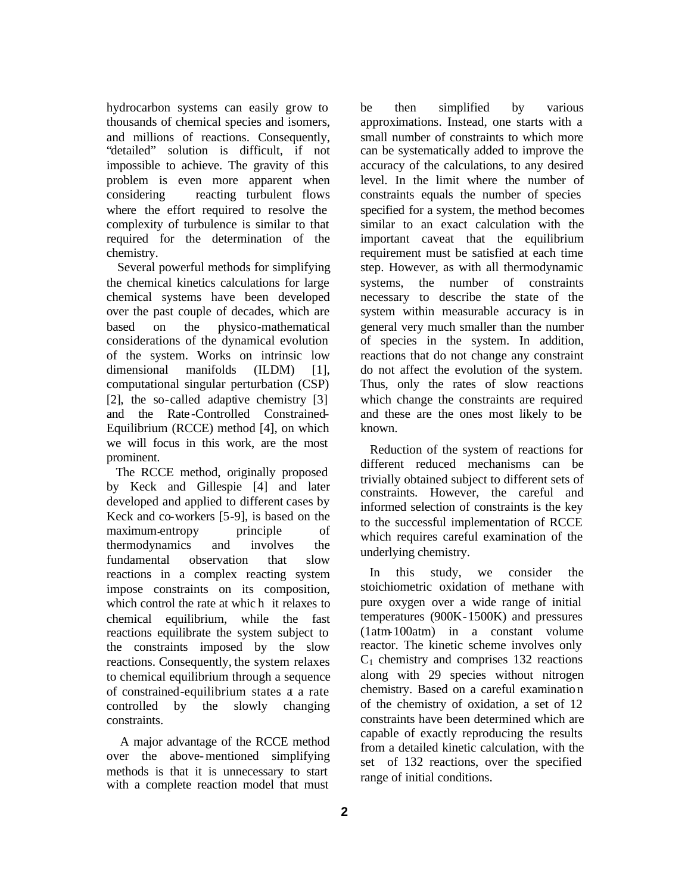hydrocarbon systems can easily grow to thousands of chemical species and isomers, and millions of reactions. Consequently, "detailed" solution is difficult, if not impossible to achieve. The gravity of this problem is even more apparent when considering reacting turbulent flows where the effort required to resolve the complexity of turbulence is similar to that required for the determination of the chemistry.

Several powerful methods for simplifying the chemical kinetics calculations for large chemical systems have been developed over the past couple of decades, which are based on the physico-mathematical considerations of the dynamical evolution of the system. Works on intrinsic low dimensional manifolds (ILDM) [1], computational singular perturbation (CSP) [2], the so-called adaptive chemistry [3] and the Rate-Controlled Constrained-Equilibrium (RCCE) method [4], on which we will focus in this work, are the most prominent.

The RCCE method, originally proposed by Keck and Gillespie [4] and later developed and applied to different cases by Keck and co-workers [5-9], is based on the maximum-entropy principle of thermodynamics and involves the fundamental observation that slow reactions in a complex reacting system impose constraints on its composition, which control the rate at which it relaxes to chemical equilibrium, while the fast reactions equilibrate the system subject to the constraints imposed by the slow reactions. Consequently, the system relaxes to chemical equilibrium through a sequence of constrained-equilibrium states at a rate controlled by the slowly changing constraints.

A major advantage of the RCCE method over the above-mentioned simplifying methods is that it is unnecessary to start with a complete reaction model that must be then simplified by various approximations. Instead, one starts with a small number of constraints to which more can be systematically added to improve the accuracy of the calculations, to any desired level. In the limit where the number of constraints equals the number of species specified for a system, the method becomes similar to an exact calculation with the important caveat that the equilibrium requirement must be satisfied at each time step. However, as with all thermodynamic systems, the number of constraints necessary to describe the state of the system within measurable accuracy is in general very much smaller than the number of species in the system. In addition, reactions that do not change any constraint do not affect the evolution of the system. Thus, only the rates of slow reactions which change the constraints are required and these are the ones most likely to be known.

Reduction of the system of reactions for different reduced mechanisms can be trivially obtained subject to different sets of constraints. However, the careful and informed selection of constraints is the key to the successful implementation of RCCE which requires careful examination of the underlying chemistry.

In this study, we consider the stoichiometric oxidation of methane with pure oxygen over a wide range of initial temperatures (900K-1500K) and pressures (1atm-100atm) in a constant volume reactor. The kinetic scheme involves only $C_1$ chemistry and comprises 132 reactions along with 29 species without nitrogen chemistry. Based on a careful examination of the chemistry of oxidation, a set of 12 constraints have been determined which are capable of exactly reproducing the results from a detailed kinetic calculation, with the set of 132 reactions, over the specified range of initial conditions.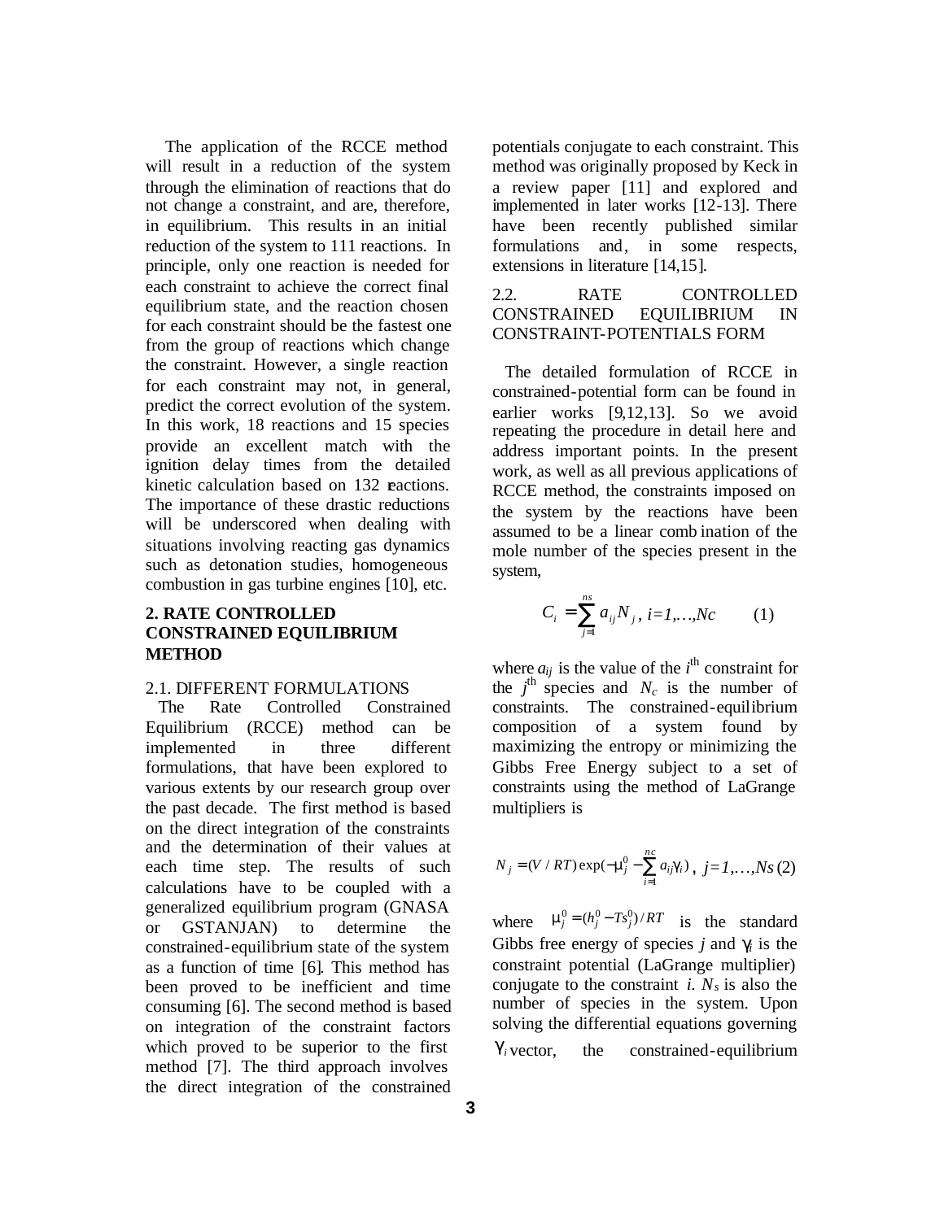The application of the RCCE method will result in a reduction of the system through the elimination of reactions that do not change a constraint, and are, therefore, in equilibrium. This results in an initial reduction of the system to 111 reactions. In principle, only one reaction is needed for each constraint to achieve the correct final equilibrium state, and the reaction chosen for each constraint should be the fastest one from the group of reactions which change the constraint. However, a single reaction for each constraint may not, in general, predict the correct evolution of the system. In this work, 18 reactions and 15 species provide an excellent match with the ignition delay times from the detailed kinetic calculation based on 132 reactions. The importance of these drastic reductions will be underscored when dealing with situations involving reacting gas dynamics such as detonation studies, homogeneous combustion in gas turbine engines [10], etc.

## 2. RATE CONTROLLED CONSTRAINED EQUILIBRIUM METHOD

### 2.1. DIFFERENT FORMULATIONS

The Rate Controlled Constrained Equilibrium (RCCE) method can be implemented in three different formulations, that have been explored to various extents by our research group over the past decade. The first method is based on the direct integration of the constraints and the determination of their values at each time step. The results of such calculations have to be coupled with a generalized equilibrium program (GNASA or GSTANJAN) to determine the constrained-equilibrium state of the system as a function of time [6]. This method has been proved to be inefficient and time consuming [6]. The second method is based on integration of the constraint factors which proved to be superior to the first method [7]. The third approach involves the direct integration of the constrained potentials conjugate to each constraint. This method was originally proposed by Keck in a review paper [11] and explored and implemented in later works [12-13]. There have been recently published similar formulations and, in some respects, extensions in literature [14,15].

### 2.2. RATE CONTROLLED CONSTRAINED EQUILIBRIUM IN CONSTRAINT-POTENTIALS FORM

The detailed formulation of RCCE in constrained-potential form can be found in earlier works [9,12,13]. So we avoid repeating the procedure in detail here and address important points. In the present work, as well as all previous applications of RCCE method, the constraints imposed on the system by the reactions have been assumed to be a linear combination of the mole number of the species present in the system,

$$C_i = \sum_{j=1}^{ns} a_{ij} N_j \,, \quad i=1,\ldots,Nc \qquad (1)$$

where $a_{ij}$ is the value of the $i^{th}$ constraint for the $j^{th}$ species and $N_c$ is the number of constraints. The constrained-equilibrium composition of a system found by maximizing the entropy or minimizing the Gibbs Free Energy subject to a set of constraints using the method of LaGrange multipliers is

$$N_j = (V/RT)\exp(-\mu_j^0 - \sum_{i=1}^{nc} a_{ij}\gamma_i)\,, \quad j=1,\ldots,Ns \qquad (2)$$

where $\mu_j^0 = (h_j^0 - Ts_j^0)/RT$ is the standard Gibbs free energy of species $j$ and $\gamma_i$ is the constraint potential (LaGrange multiplier) conjugate to the constraint $i$. $N_s$ is also the number of species in the system. Upon solving the differential equations governing $\gamma_i$ vector, the constrained-equilibrium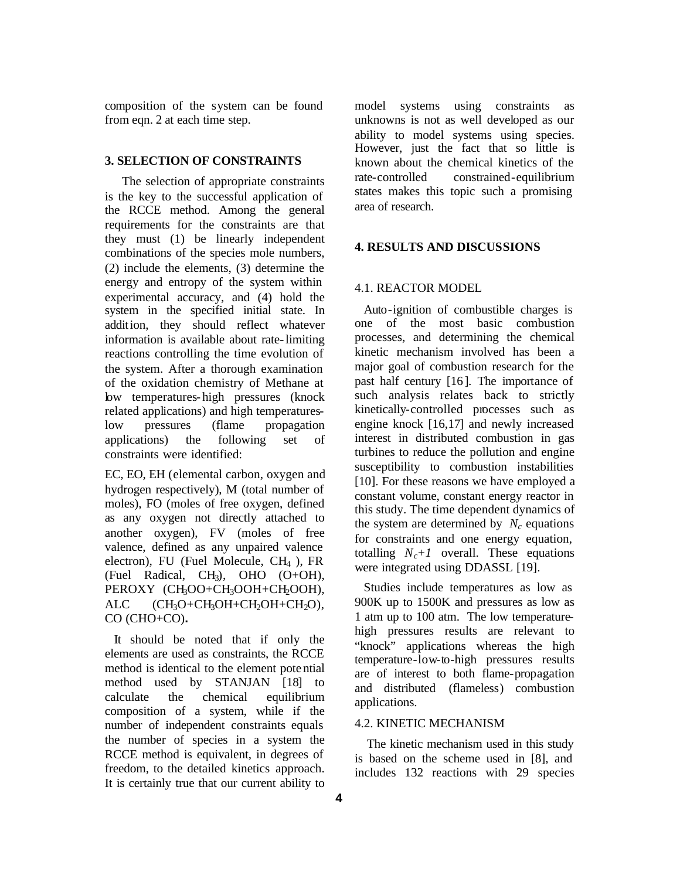composition of the system can be found from eqn. 2 at each time step.

## 3. SELECTION OF CONSTRAINTS

The selection of appropriate constraints is the key to the successful application of the RCCE method. Among the general requirements for the constraints are that they must (1) be linearly independent combinations of the species mole numbers, (2) include the elements, (3) determine the energy and entropy of the system within experimental accuracy, and (4) hold the system in the specified initial state. In addition, they should reflect whatever information is available about rate-limiting reactions controlling the time evolution of the system. After a thorough examination of the oxidation chemistry of Methane at low temperatures-high pressures (knock related applications) and high temperatures-low pressures (flame propagation applications) the following set of constraints were identified:

EC, EO, EH (elemental carbon, oxygen and hydrogen respectively), M (total number of moles), FO (moles of free oxygen, defined as any oxygen not directly attached to another oxygen), FV (moles of free valence, defined as any unpaired valence electron), FU (Fuel Molecule, $CH_4$ ), FR (Fuel Radical, $CH_3$), OHO (O+OH), PEROXY ($CH_3OO$+$CH_3OOH$+$CH_2OOH$), ALC ($CH_3O$+$CH_3OH$+$CH_2OH$+$CH_2O$), CO (CHO+CO)**.**

It should be noted that if only the elements are used as constraints, the RCCE method is identical to the element potential method used by STANJAN [18] to calculate the chemical equilibrium composition of a system, while if the number of independent constraints equals the number of species in a system the RCCE method is equivalent, in degrees of freedom, to the detailed kinetics approach. It is certainly true that our current ability to model systems using constraints as unknowns is not as well developed as our ability to model systems using species. However, just the fact that so little is known about the chemical kinetics of the rate-controlled constrained-equilibrium states makes this topic such a promising area of research.

## 4. RESULTS AND DISCUSSIONS

### 4.1. REACTOR MODEL

Auto-ignition of combustible charges is one of the most basic combustion processes, and determining the chemical kinetic mechanism involved has been a major goal of combustion research for the past half century [16]. The importance of such analysis relates back to strictly kinetically-controlled processes such as engine knock [16,17] and newly increased interest in distributed combustion in gas turbines to reduce the pollution and engine susceptibility to combustion instabilities [10]. For these reasons we have employed a constant volume, constant energy reactor in this study. The time dependent dynamics of the system are determined by $N_c$ equations for constraints and one energy equation, totalling $N_c+1$ overall. These equations were integrated using DDASSL [19].

Studies include temperatures as low as 900K up to 1500K and pressures as low as 1 atm up to 100 atm. The low temperature-high pressures results are relevant to "knock" applications whereas the high temperature-low-to-high pressures results are of interest to both flame-propagation and distributed (flameless) combustion applications.

### 4.2. KINETIC MECHANISM

The kinetic mechanism used in this study is based on the scheme used in [8], and includes 132 reactions with 29 species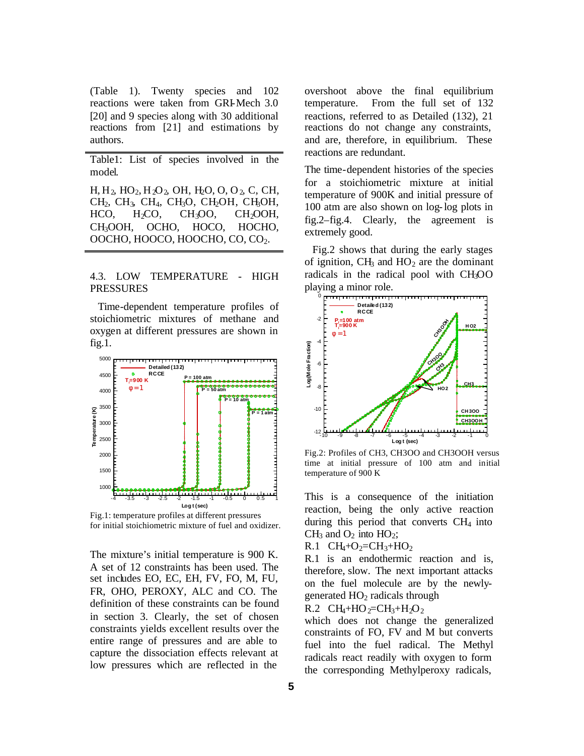(Table 1). Twenty species and 102 reactions were taken from GRI-Mech 3.0 [20] and 9 species along with 30 additional reactions from [21] and estimations by authors.

| Table1: List of species involved in the model. |
|---|
| H, $H_2$, $HO_2$, $H_2O_2$, OH, $H_2O$, O, $O_2$, C, CH, $CH_2$, $CH_3$, $CH_4$, $CH_3O$, $CH_2OH$, $CH_3OH$, HCO, $H_2CO$, $CH_3OO$, $CH_2OOH$, $CH_3OOH$, OCHO, HOCO, HOCHO, OOCHO, HOOCO, HOOCHO, CO, $CO_2$. |

### 4.3. LOW TEMPERATURE - HIGH PRESSURES

Time-dependent temperature profiles of stoichiometric mixtures of methane and oxygen at different pressures are shown in fig.1.

Fig.1: temperature profiles at different pressures for initial stoichiometric mixture of fuel and oxidizer.

The mixture's initial temperature is 900 K. A set of 12 constraints has been used. The set includes EO, EC, EH, FV, FO, M, FU, FR, OHO, PEROXY, ALC and CO. The definition of these constraints can be found in section 3. Clearly, the set of chosen constraints yields excellent results over the entire range of pressures and are able to capture the dissociation effects relevant at low pressures which are reflected in the overshoot above the final equilibrium temperature. From the full set of 132 reactions, referred to as Detailed (132), 21 reactions do not change any constraints, and are, therefore, in equilibrium. These reactions are redundant.

The time-dependent histories of the species for a stoichiometric mixture at initial temperature of 900K and initial pressure of 100 atm are also shown on log-log plots in fig.2–fig.4. Clearly, the agreement is extremely good.

Fig.2 shows that during the early stages of ignition, $CH_3$ and $HO_2$ are the dominant radicals in the radical pool with $CH_3OO$ playing a minor role.

Fig.2: Profiles of CH3, CH3OO and CH3OOH versus time at initial pressure of 100 atm and initial temperature of 900 K

This is a consequence of the initiation reaction, being the only active reaction during this period that converts $CH_4$ into $CH_3$ and $O_2$ into $HO_2$;

R.1 $CH_4+O_2=CH_3+HO_2$

R.1 is an endothermic reaction and is, therefore, slow. The next important attacks on the fuel molecule are by the newly-generated $HO_2$ radicals through

R.2 $CH_4+HO_2=CH_3+H_2O_2$

which does not change the generalized constraints of FO, FV and M but converts fuel into the fuel radical. The Methyl radicals react readily with oxygen to form the corresponding Methylperoxy radicals,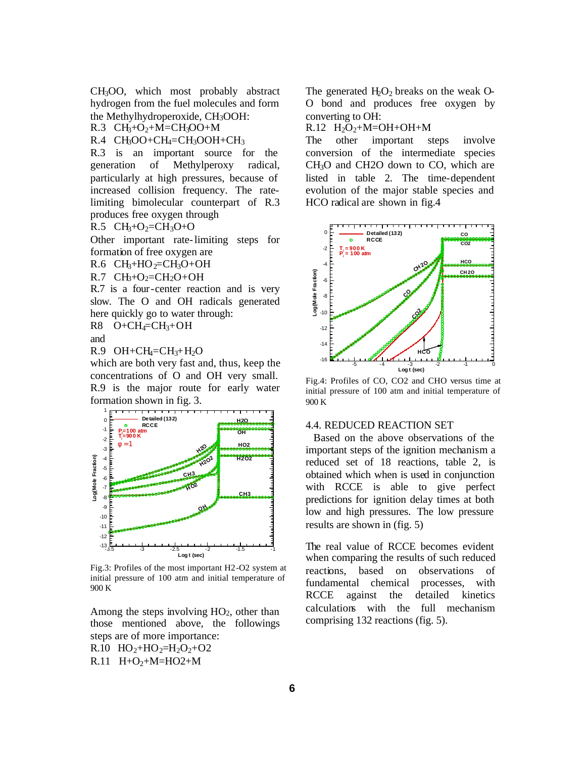$CH_3OO$, which most probably abstract hydrogen from the fuel molecules and form the Methylhydroperoxide, $CH_3OOH$:

R.3 $CH_3+O_2+M=CH_3OO+M$

R.4 $CH_3OO+CH_4=CH_3OOH+CH_3$

R.3 is an important source for the generation of Methylperoxy radical, particularly at high pressures, because of increased collision frequency. The rate-limiting bimolecular counterpart of R.3 produces free oxygen through

R.5 $CH_3+O_2=CH_3O+O$

Other important rate-limiting steps for formation of free oxygen are

R.6 $CH_3+HO_2=CH_3O+OH$

R.7 $CH_3+O_2=CH_2O+OH$

R.7 is a four-center reaction and is very slow. The O and OH radicals generated here quickly go to water through:

R8 $O+CH_4=CH_3+OH$

and

R.9 $OH+CH_4=CH_3+H_2O$

which are both very fast and, thus, keep the concentrations of O and OH very small. R.9 is the major route for early water formation shown in fig. 3.

Fig.3: Profiles of the most important H2-O2 system at initial pressure of 100 atm and initial temperature of 900 K

Among the steps involving $HO_2$, other than those mentioned above, the followings steps are of more importance:

R.10 $HO_2+HO_2=H_2O_2+O2$

R.11 $H+O_2+M=HO2+M$

The generated $H_2O_2$ breaks on the weak O-O bond and produces free oxygen by converting to OH:

R.12 $H_2O_2+M=OH+OH+M$

The other important steps involve conversion of the intermediate species $CH_3O$ and CH2O down to CO, which are listed in table 2. The time-dependent evolution of the major stable species and HCO radical are shown in fig.4

Fig.4: Profiles of CO, CO2 and CHO versus time at initial pressure of 100 atm and initial temperature of 900 K

### 4.4. REDUCED REACTION SET

Based on the above observations of the important steps of the ignition mechanism a reduced set of 18 reactions, table 2, is obtained which when is used in conjunction with RCCE is able to give perfect predictions for ignition delay times at both low and high pressures. The low pressure results are shown in (fig. 5)

The real value of RCCE becomes evident when comparing the results of such reduced reactions, based on observations of fundamental chemical processes, with RCCE against the detailed kinetics calculations with the full mechanism comprising 132 reactions (fig. 5).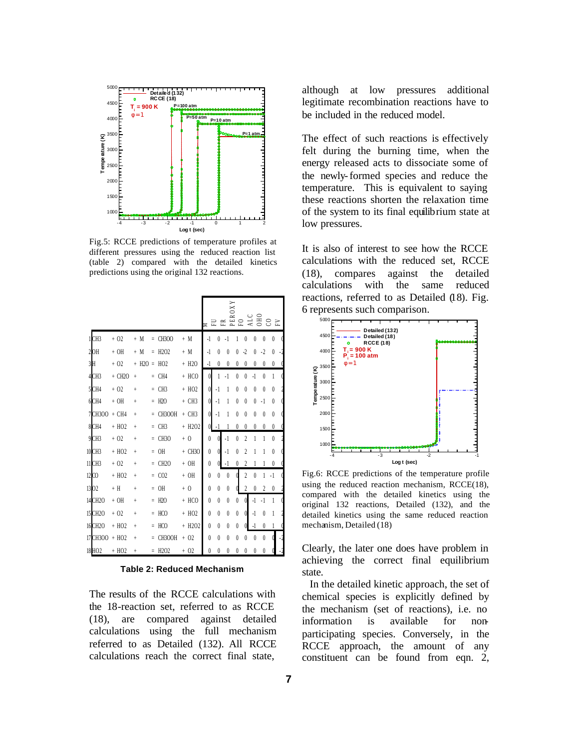Fig.5: RCCE predictions of temperature profiles at different pressures using the reduced reaction list (table 2) compared with the detailed kinetics predictions using the original 132 reactions.

| # | Reaction | M | FU | FR | PEROXY | FO | ALC | OHO | CO | FV |
|---|---|---|---|---|---|---|---|---|---|---|
| 1 | $CH_3 + O_2 + M = CH_3OO + M$ | -1 | 0 | -1 | 1 | 0 | 0 | 0 | 0 | 0 |
| 2 | $OH + OH + M = H_2O_2 + M$ | -1 | 0 | 0 | 0 | -2 | 0 | -2 | 0 | -2 |
| 3 | $H + O_2 + H_2O = HO_2 + H_2O$ | -1 | 0 | 0 | 0 | 0 | 0 | 0 | 0 | 0 |
| 4 | $CH_3 + CH_2O = CH_4 + HCO$ | 0 | 1 | -1 | 0 | 0 | -1 | 0 | 1 | 0 |
| 5 | $CH_4 + O_2 = CH_3 + HO_2$ | 0 | -1 | 1 | 0 | 0 | 0 | 0 | 0 | 2 |
| 6 | $CH_4 + OH = H_2O + CH_3$ | 0 | -1 | 1 | 0 | 0 | 0 | -1 | 0 | 0 |
| 7 | $CH_3OO + CH_4 = CH_3OOH + CH_3$ | 0 | -1 | 1 | 0 | 0 | 0 | 0 | 0 | 0 |
| 8 | $CH_4 + HO_2 = CH_3 + H_2O_2$ | 0 | -1 | 1 | 0 | 0 | 0 | 0 | 0 | 0 |
| 9 | $CH_3 + O_2 = CH_3O + O$ | 0 | 0 | -1 | 0 | 2 | 1 | 1 | 0 | 2 |
| 10 | $CH_3 + HO_2 = OH + CH_3O$ | 0 | 0 | -1 | 0 | 2 | 1 | 1 | 0 | 0 |
| 11 | $CH_3 + O_2 = CH_2O + OH$ | 0 | 0 | -1 | 0 | 2 | 1 | 1 | 0 | 0 |
| 12 | $CO + HO_2 = CO_2 + OH$ | 0 | 0 | 0 | 0 | 2 | 0 | 1 | -1 | 0 |
| 13 | $O_2 + H = OH + O$ | 0 | 0 | 0 | 0 | 2 | 0 | 2 | 0 | 2 |
| 14 | $CH_2O + OH = H_2O + HCO$ | 0 | 0 | 0 | 0 | 0 | -1 | -1 | 1 | 0 |
| 15 | $CH_2O + O_2 = HCO + HO_2$ | 0 | 0 | 0 | 0 | 0 | -1 | 0 | 1 | 2 |
| 16 | $CH_2O + HO_2 = HCO + H_2O_2$ | 0 | 0 | 0 | 0 | 0 | -1 | 0 | 1 | 0 |
| 17 | $CH_3OO + HO_2 = CH_3OOH + O_2$ | 0 | 0 | 0 | 0 | 0 | 0 | 0 | 0 | -2 |
| 18 | $HO_2 + HO_2 = H_2O_2 + O_2$ | 0 | 0 | 0 | 0 | 0 | 0 | 0 | 0 | -2 |

**Table 2: Reduced Mechanism**

The results of the RCCE calculations with the 18-reaction set, referred to as RCCE (18), are compared against detailed calculations using the full mechanism referred to as Detailed (132). All RCCE calculations reach the correct final state, although at low pressures additional legitimate recombination reactions have to be included in the reduced model.

The effect of such reactions is effectively felt during the burning time, when the energy released acts to dissociate some of the newly-formed species and reduce the temperature. This is equivalent to saying these reactions shorten the relaxation time of the system to its final equilibrium state at low pressures.

It is also of interest to see how the RCCE calculations with the reduced set, RCCE (18), compares against the detailed calculations with the same reduced reactions, referred to as Detailed (18). Fig. 6 represents such comparison.

Fig.6: RCCE predictions of the temperature profile using the reduced reaction mechanism, RCCE(18), compared with the detailed kinetics using the original 132 reactions, Detailed (132), and the detailed kinetics using the same reduced reaction mechanism, Detailed (18)

Clearly, the later one does have problem in achieving the correct final equilibrium state.

In the detailed kinetic approach, the set of chemical species is explicitly defined by the mechanism (set of reactions), i.e. no information is available for non-participating species. Conversely, in the RCCE approach, the amount of any constituent can be found from eqn. 2,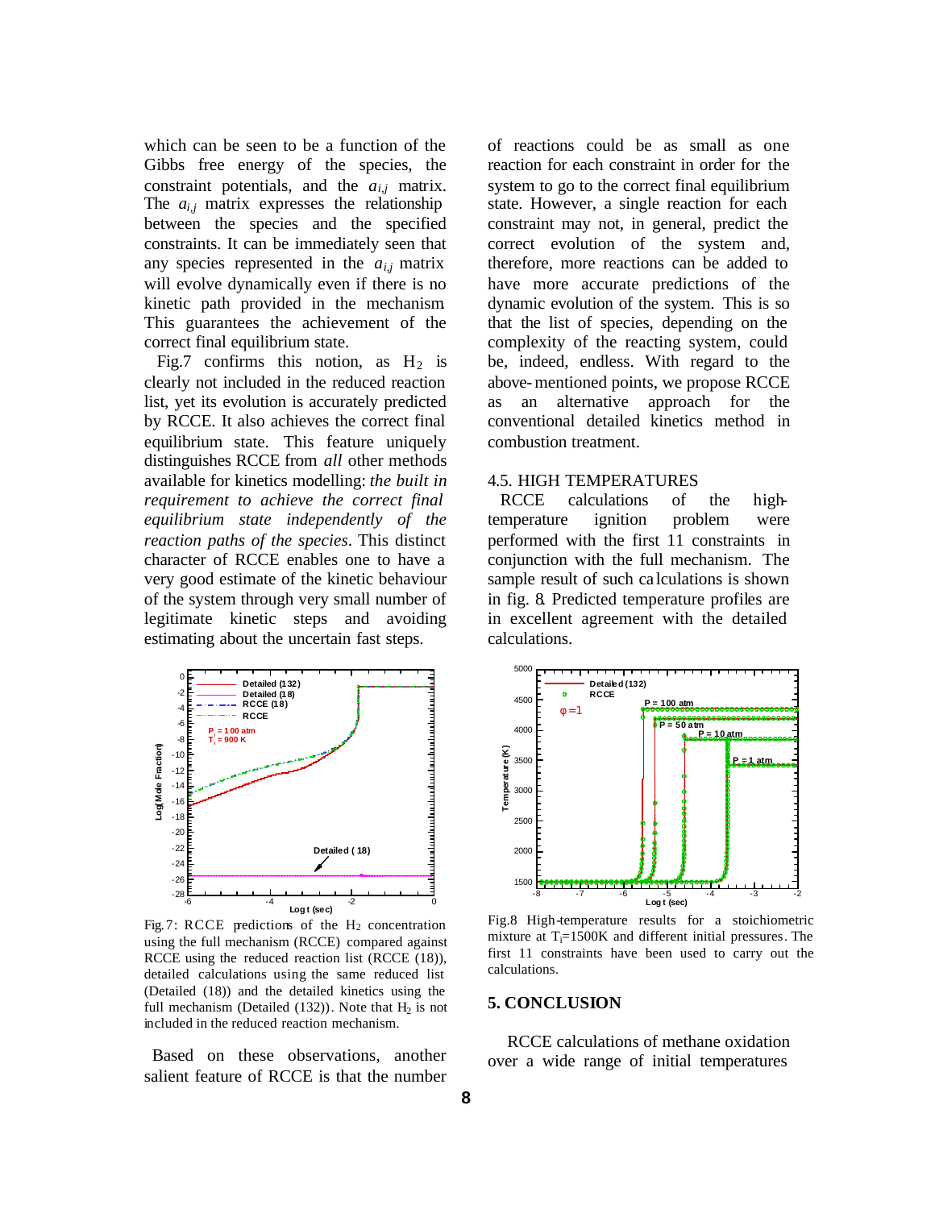which can be seen to be a function of the Gibbs free energy of the species, the constraint potentials, and the $a_{i,j}$ matrix. The $a_{i,j}$ matrix expresses the relationship between the species and the specified constraints. It can be immediately seen that any species represented in the $a_{i,j}$ matrix will evolve dynamically even if there is no kinetic path provided in the mechanism This guarantees the achievement of the correct final equilibrium state.

Fig.7 confirms this notion, as $H_2$ is clearly not included in the reduced reaction list, yet its evolution is accurately predicted by RCCE. It also achieves the correct final equilibrium state. This feature uniquely distinguishes RCCE from *all* other methods available for kinetics modelling: *the built in requirement to achieve the correct final equilibrium state independently of the reaction paths of the species*. This distinct character of RCCE enables one to have a very good estimate of the kinetic behaviour of the system through very small number of legitimate kinetic steps and avoiding estimating about the uncertain fast steps.

Fig.7: RCCE predictions of the $H_2$ concentration using the full mechanism (RCCE) compared against RCCE using the reduced reaction list (RCCE (18)), detailed calculations using the same reduced list (Detailed (18)) and the detailed kinetics using the full mechanism (Detailed (132)). Note that $H_2$ is not included in the reduced reaction mechanism.

Based on these observations, another salient feature of RCCE is that the number of reactions could be as small as one reaction for each constraint in order for the system to go to the correct final equilibrium state. However, a single reaction for each constraint may not, in general, predict the correct evolution of the system and, therefore, more reactions can be added to have more accurate predictions of the dynamic evolution of the system. This is so that the list of species, depending on the complexity of the reacting system, could be, indeed, endless. With regard to the above-mentioned points, we propose RCCE as an alternative approach for the conventional detailed kinetics method in combustion treatment.

### 4.5. HIGH TEMPERATURES

RCCE calculations of the high-temperature ignition problem were performed with the first 11 constraints in conjunction with the full mechanism. The sample result of such calculations is shown in fig. 8. Predicted temperature profiles are in excellent agreement with the detailed calculations.

Fig.8 High-temperature results for a stoichiometric mixture at $T_i$=1500K and different initial pressures. The first 11 constraints have been used to carry out the calculations.

## 5. CONCLUSION

RCCE calculations of methane oxidation over a wide range of initial temperatures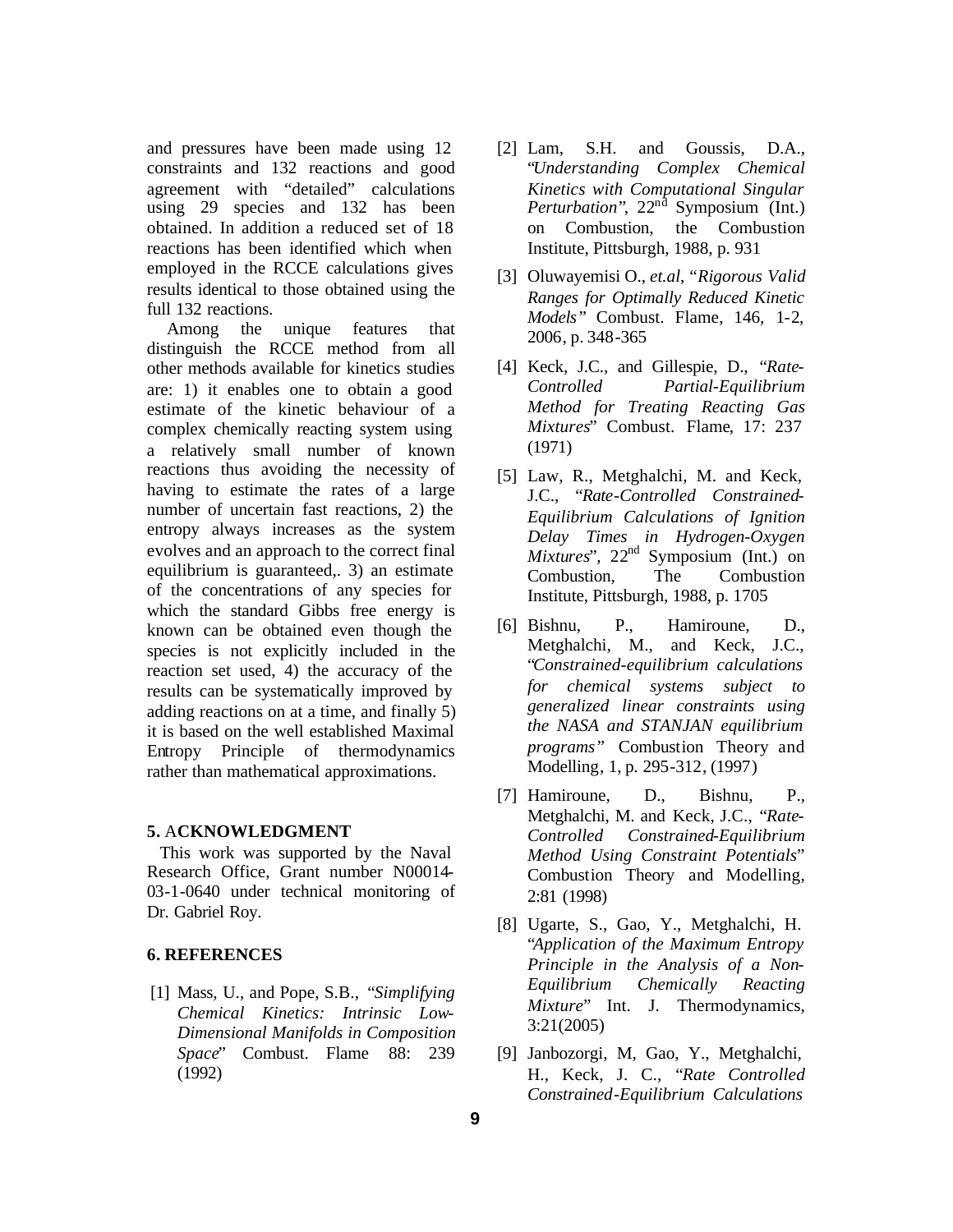and pressures have been made using 12 constraints and 132 reactions and good agreement with "detailed" calculations using 29 species and 132 has been obtained. In addition a reduced set of 18 reactions has been identified which when employed in the RCCE calculations gives results identical to those obtained using the full 132 reactions.

Among the unique features that distinguish the RCCE method from all other methods available for kinetics studies are: 1) it enables one to obtain a good estimate of the kinetic behaviour of a complex chemically reacting system using a relatively small number of known reactions thus avoiding the necessity of having to estimate the rates of a large number of uncertain fast reactions, 2) the entropy always increases as the system evolves and an approach to the correct final equilibrium is guaranteed,. 3) an estimate of the concentrations of any species for which the standard Gibbs free energy is known can be obtained even though the species is not explicitly included in the reaction set used, 4) the accuracy of the results can be systematically improved by adding reactions on at a time, and finally 5) it is based on the well established Maximal Entropy Principle of thermodynamics rather than mathematical approximations.

## 5. ACKNOWLEDGMENT

This work was supported by the Naval Research Office, Grant number N00014-03-1-0640 under technical monitoring of Dr. Gabriel Roy.

## 6. REFERENCES

[1] Mass, U., and Pope, S.B., "*Simplifying Chemical Kinetics: Intrinsic Low-Dimensional Manifolds in Composition Space*" Combust. Flame 88: 239 (1992)

[2] Lam, S.H. and Goussis, D.A., "*Understanding Complex Chemical Kinetics with Computational Singular Perturbation*", 22nd Symposium (Int.) on Combustion, the Combustion Institute, Pittsburgh, 1988, p. 931

[3] Oluwayemisi O., *et.al*, "*Rigorous Valid Ranges for Optimally Reduced Kinetic Models*" Combust. Flame, 146, 1-2, 2006, p. 348-365

[4] Keck, J.C., and Gillespie, D., "*Rate-Controlled Partial-Equilibrium Method for Treating Reacting Gas Mixtures*" Combust. Flame, 17: 237 (1971)

[5] Law, R., Metghalchi, M. and Keck, J.C., "*Rate-Controlled Constrained-Equilibrium Calculations of Ignition Delay Times in Hydrogen-Oxygen Mixtures*", 22nd Symposium (Int.) on Combustion, The Combustion Institute, Pittsburgh, 1988, p. 1705

[6] Bishnu, P., Hamiroune, D., Metghalchi, M., and Keck, J.C., "*Constrained-equilibrium calculations for chemical systems subject to generalized linear constraints using the NASA and STANJAN equilibrium programs*" Combustion Theory and Modelling, 1, p. 295-312, (1997)

[7] Hamiroune, D., Bishnu, P., Metghalchi, M. and Keck, J.C., "*Rate-Controlled Constrained-Equilibrium Method Using Constraint Potentials*" Combustion Theory and Modelling, 2:81 (1998)

[8] Ugarte, S., Gao, Y., Metghalchi, H. "*Application of the Maximum Entropy Principle in the Analysis of a Non-Equilibrium Chemically Reacting Mixture*" Int. J. Thermodynamics, 3:21(2005)

[9] Janbozorgi, M, Gao, Y., Metghalchi, H., Keck, J. C., "*Rate Controlled Constrained-Equilibrium Calculations*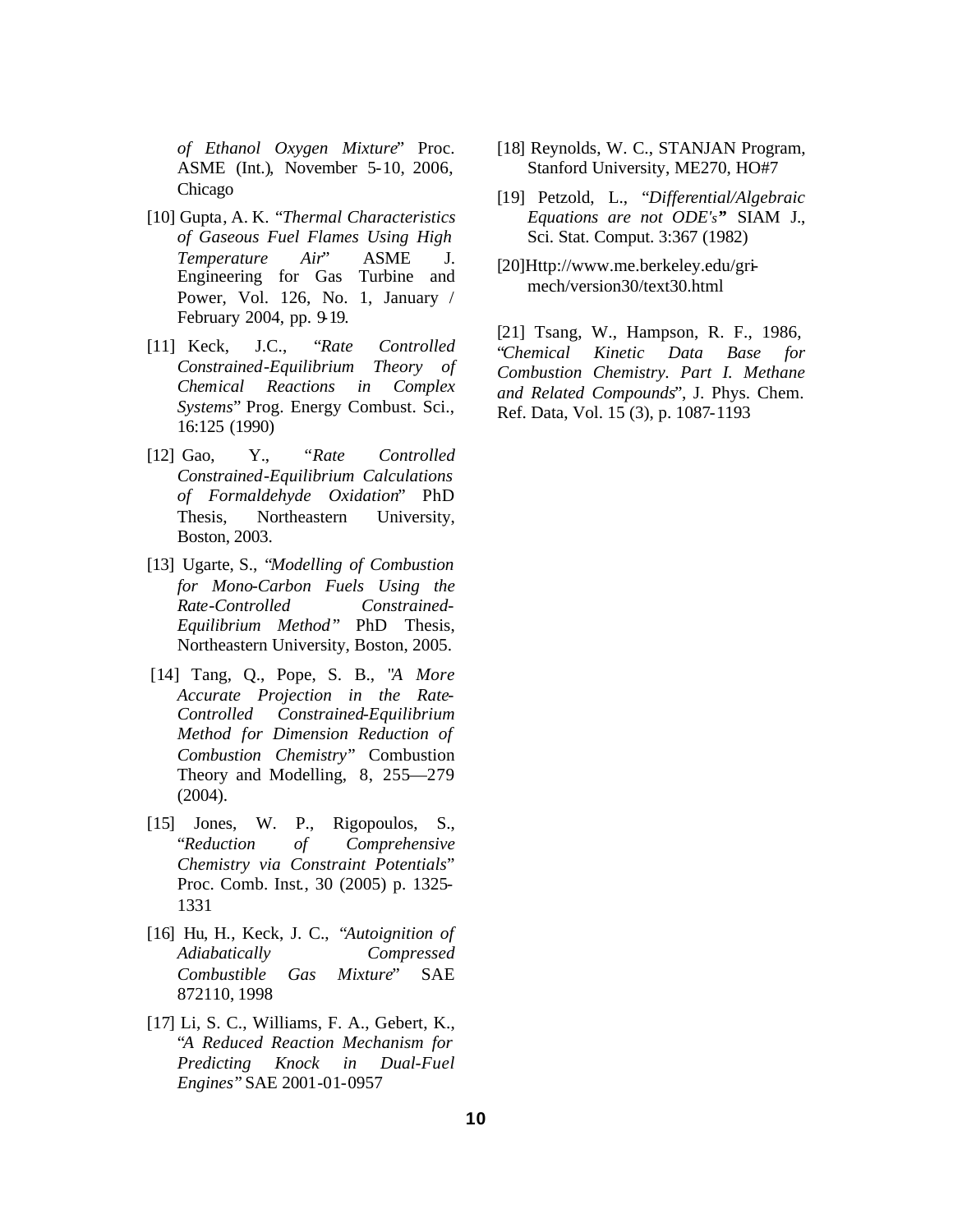*of Ethanol Oxygen Mixture*" Proc. ASME (Int.), November 5-10, 2006, Chicago

[10] Gupta, A. K. "*Thermal Characteristics of Gaseous Fuel Flames Using High Temperature Air*" ASME J. Engineering for Gas Turbine and Power, Vol. 126, No. 1, January / February 2004, pp. 9-19.

[11] Keck, J.C., "*Rate Controlled Constrained-Equilibrium Theory of Chemical Reactions in Complex Systems*" Prog. Energy Combust. Sci., 16:125 (1990)

[12] Gao, Y., "*Rate Controlled Constrained-Equilibrium Calculations of Formaldehyde Oxidation*" PhD Thesis, Northeastern University, Boston, 2003.

[13] Ugarte, S., "*Modelling of Combustion for Mono-Carbon Fuels Using the Rate-Controlled Constrained-Equilibrium Method*" PhD Thesis, Northeastern University, Boston, 2005.

[14] Tang, Q., Pope, S. B., "*A More Accurate Projection in the Rate-Controlled Constrained-Equilibrium Method for Dimension Reduction of Combustion Chemistry*" Combustion Theory and Modelling, 8, 255—279 (2004).

[15] Jones, W. P., Rigopoulos, S., "*Reduction of Comprehensive Chemistry via Constraint Potentials*" Proc. Comb. Inst., 30 (2005) p. 1325-1331

[16] Hu, H., Keck, J. C., "*Autoignition of Adiabatically Compressed Combustible Gas Mixture*" SAE 872110, 1998

[17] Li, S. C., Williams, F. A., Gebert, K., "*A Reduced Reaction Mechanism for Predicting Knock in Dual-Fuel Engines*" SAE 2001-01-0957

[18] Reynolds, W. C., STANJAN Program, Stanford University, ME270, HO#7

[19] Petzold, L., "*Differential/Algebraic Equations are not ODE's*" SIAM J., Sci. Stat. Comput. 3:367 (1982)

[20]Http://www.me.berkeley.edu/gri-mech/version30/text30.html

[21] Tsang, W., Hampson, R. F., 1986, "*Chemical Kinetic Data Base for Combustion Chemistry. Part I. Methane and Related Compounds*", J. Phys. Chem. Ref. Data, Vol. 15 (3), p. 1087-1193